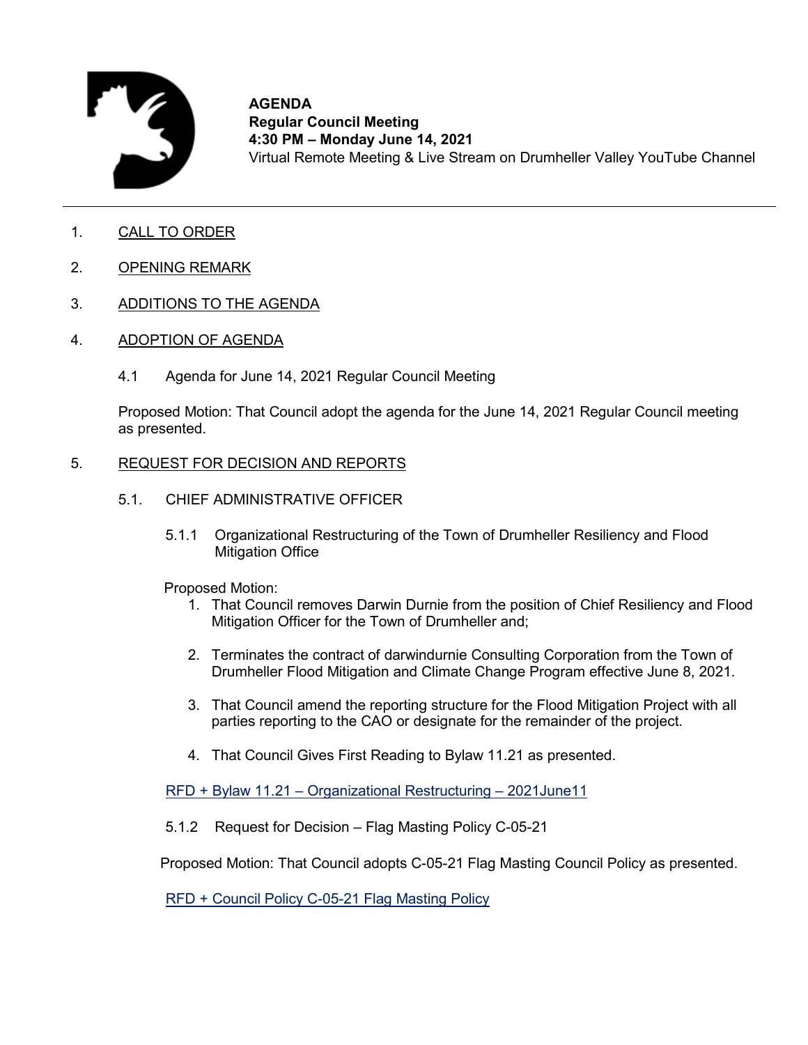**AGENDA**
**Regular Council Meeting**
**4:30 PM – Monday June 14, 2021**
Virtual Remote Meeting & Live Stream on Drumheller Valley YouTube Channel

---

1. CALL TO ORDER

2. OPENING REMARK

3. ADDITIONS TO THE AGENDA

4. ADOPTION OF AGENDA

   4.1 Agenda for June 14, 2021 Regular Council Meeting

   Proposed Motion: That Council adopt the agenda for the June 14, 2021 Regular Council meeting as presented.

5. REQUEST FOR DECISION AND REPORTS

   5.1. CHIEF ADMINISTRATIVE OFFICER

   5.1.1 Organizational Restructuring of the Town of Drumheller Resiliency and Flood Mitigation Office

   Proposed Motion:
   1. That Council removes Darwin Durnie from the position of Chief Resiliency and Flood Mitigation Officer for the Town of Drumheller and;
   2. Terminates the contract of darwindurnie Consulting Corporation from the Town of Drumheller Flood Mitigation and Climate Change Program effective June 8, 2021.
   3. That Council amend the reporting structure for the Flood Mitigation Project with all parties reporting to the CAO or designate for the remainder of the project.
   4. That Council Gives First Reading to Bylaw 11.21 as presented.

   RFD + Bylaw 11.21 – Organizational Restructuring – 2021June11

   5.1.2 Request for Decision – Flag Masting Policy C-05-21

   Proposed Motion: That Council adopts C-05-21 Flag Masting Council Policy as presented.

   RFD + Council Policy C-05-21 Flag Masting Policy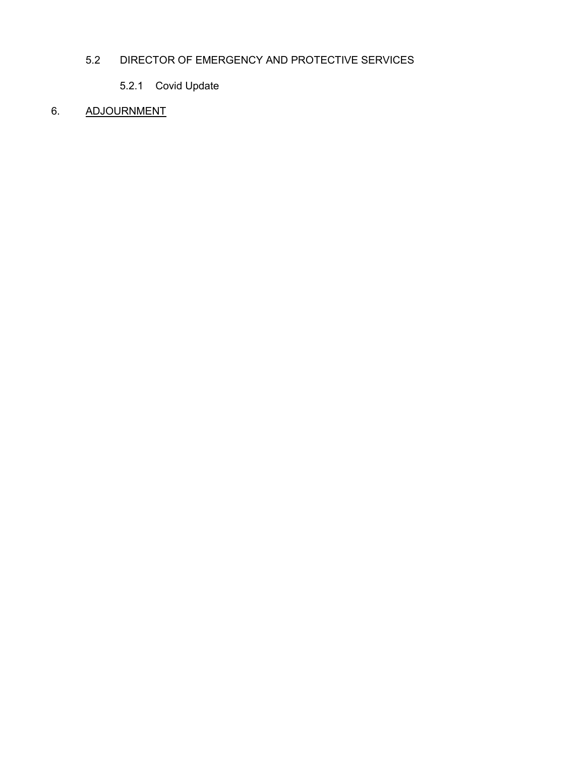5.2 DIRECTOR OF EMERGENCY AND PROTECTIVE SERVICES

5.2.1 Covid Update

6. ADJOURNMENT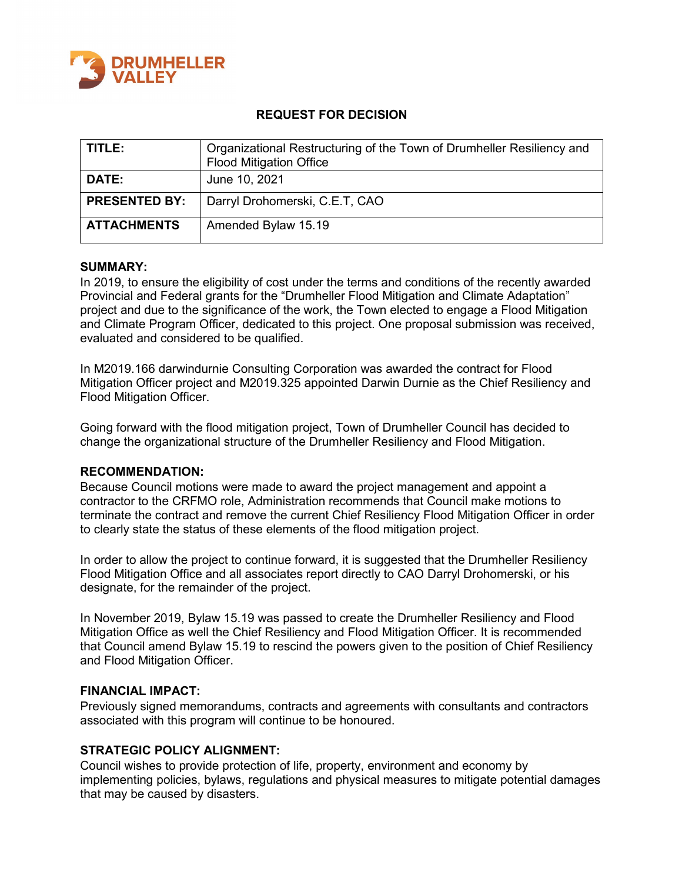DRUMHELLER VALLEY

## REQUEST FOR DECISION

| **TITLE:** | Organizational Restructuring of the Town of Drumheller Resiliency and Flood Mitigation Office |
|---|---|
| **DATE:** | June 10, 2021 |
| **PRESENTED BY:** | Darryl Drohomerski, C.E.T, CAO |
| **ATTACHMENTS** | Amended Bylaw 15.19 |

**SUMMARY:**
In 2019, to ensure the eligibility of cost under the terms and conditions of the recently awarded Provincial and Federal grants for the "Drumheller Flood Mitigation and Climate Adaptation" project and due to the significance of the work, the Town elected to engage a Flood Mitigation and Climate Program Officer, dedicated to this project. One proposal submission was received, evaluated and considered to be qualified.

In M2019.166 darwindurnie Consulting Corporation was awarded the contract for Flood Mitigation Officer project and M2019.325 appointed Darwin Durnie as the Chief Resiliency and Flood Mitigation Officer.

Going forward with the flood mitigation project, Town of Drumheller Council has decided to change the organizational structure of the Drumheller Resiliency and Flood Mitigation.

**RECOMMENDATION:**
Because Council motions were made to award the project management and appoint a contractor to the CRFMO role, Administration recommends that Council make motions to terminate the contract and remove the current Chief Resiliency Flood Mitigation Officer in order to clearly state the status of these elements of the flood mitigation project.

In order to allow the project to continue forward, it is suggested that the Drumheller Resiliency Flood Mitigation Office and all associates report directly to CAO Darryl Drohomerski, or his designate, for the remainder of the project.

In November 2019, Bylaw 15.19 was passed to create the Drumheller Resiliency and Flood Mitigation Office as well the Chief Resiliency and Flood Mitigation Officer. It is recommended that Council amend Bylaw 15.19 to rescind the powers given to the position of Chief Resiliency and Flood Mitigation Officer.

**FINANCIAL IMPACT:**
Previously signed memorandums, contracts and agreements with consultants and contractors associated with this program will continue to be honoured.

**STRATEGIC POLICY ALIGNMENT:**
Council wishes to provide protection of life, property, environment and economy by implementing policies, bylaws, regulations and physical measures to mitigate potential damages that may be caused by disasters.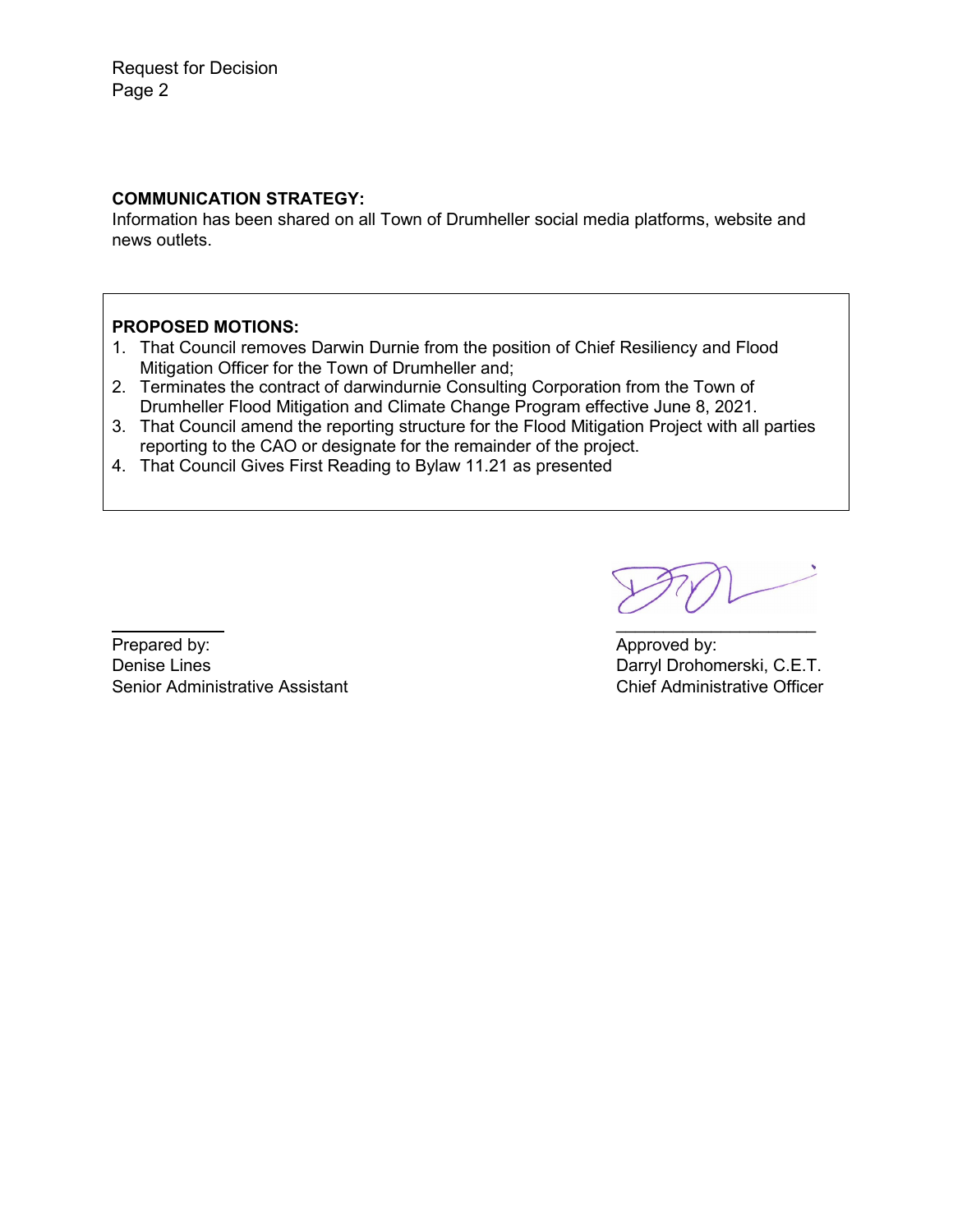**COMMUNICATION STRATEGY:**

Information has been shared on all Town of Drumheller social media platforms, website and news outlets.

**PROPOSED MOTIONS:**

1. That Council removes Darwin Durnie from the position of Chief Resiliency and Flood Mitigation Officer for the Town of Drumheller and;
2. Terminates the contract of darwindurnie Consulting Corporation from the Town of Drumheller Flood Mitigation and Climate Change Program effective June 8, 2021.
3. That Council amend the reporting structure for the Flood Mitigation Project with all parties reporting to the CAO or designate for the remainder of the project.
4. That Council Gives First Reading to Bylaw 11.21 as presented

Prepared by:
Denise Lines
Senior Administrative Assistant

Approved by:
Darryl Drohomerski, C.E.T.
Chief Administrative Officer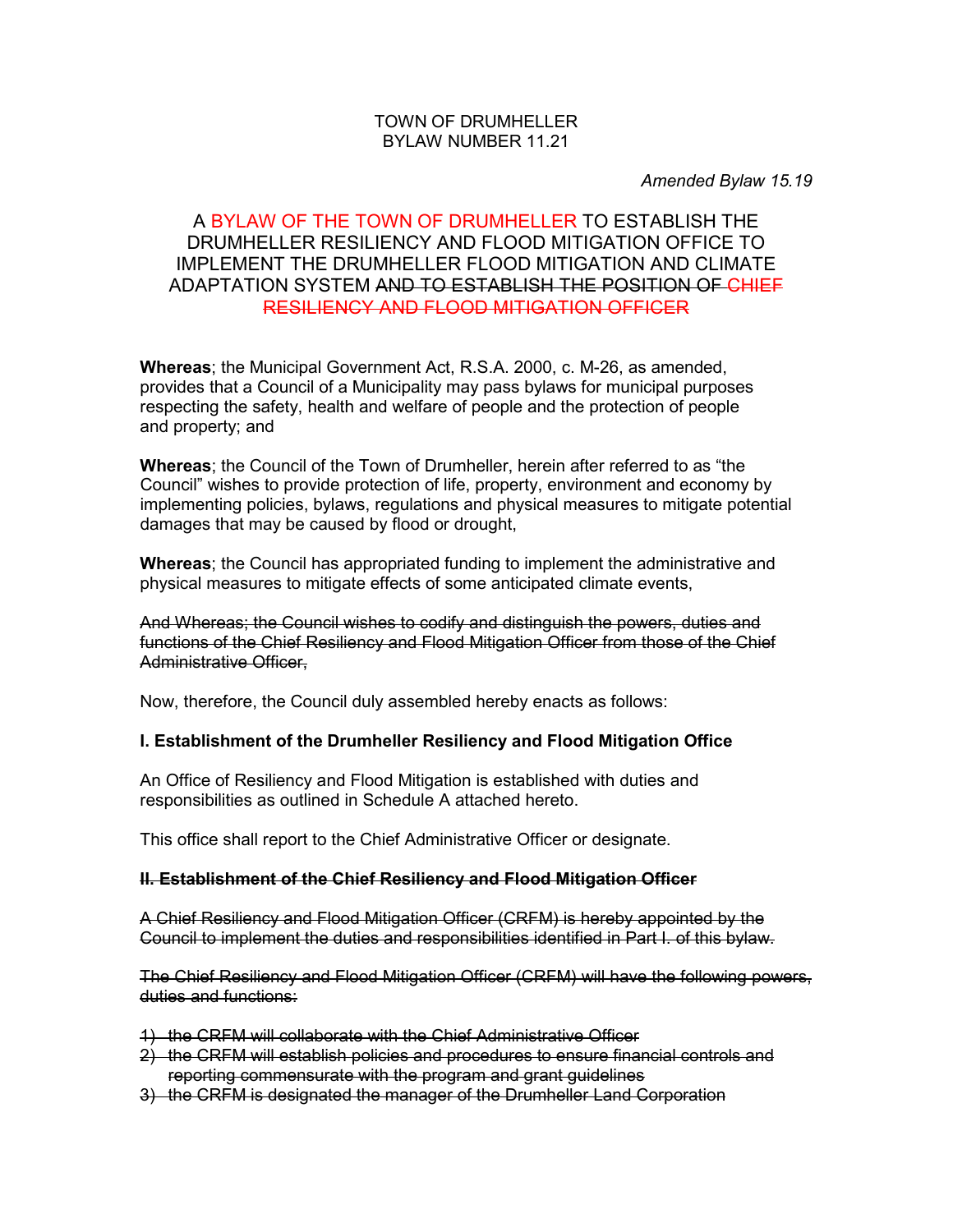TOWN OF DRUMHELLER
BYLAW NUMBER 11.21

*Amended Bylaw 15.19*

A BYLAW OF THE TOWN OF DRUMHELLER TO ESTABLISH THE DRUMHELLER RESILIENCY AND FLOOD MITIGATION OFFICE TO IMPLEMENT THE DRUMHELLER FLOOD MITIGATION AND CLIMATE ADAPTATION SYSTEM ~~AND TO ESTABLISH THE POSITION OF CHIEF RESILIENCY AND FLOOD MITIGATION OFFICER~~

**Whereas**; the Municipal Government Act, R.S.A. 2000, c. M-26, as amended, provides that a Council of a Municipality may pass bylaws for municipal purposes respecting the safety, health and welfare of people and the protection of people and property; and

**Whereas**; the Council of the Town of Drumheller, herein after referred to as "the Council" wishes to provide protection of life, property, environment and economy by implementing policies, bylaws, regulations and physical measures to mitigate potential damages that may be caused by flood or drought,

**Whereas**; the Council has appropriated funding to implement the administrative and physical measures to mitigate effects of some anticipated climate events,

~~And Whereas; the Council wishes to codify and distinguish the powers, duties and functions of the Chief Resiliency and Flood Mitigation Officer from those of the Chief Administrative Officer,~~

Now, therefore, the Council duly assembled hereby enacts as follows:

**I. Establishment of the Drumheller Resiliency and Flood Mitigation Office**

An Office of Resiliency and Flood Mitigation is established with duties and responsibilities as outlined in Schedule A attached hereto.

This office shall report to the Chief Administrative Officer or designate.

~~**II. Establishment of the Chief Resiliency and Flood Mitigation Officer**~~

~~A Chief Resiliency and Flood Mitigation Officer (CRFM) is hereby appointed by the Council to implement the duties and responsibilities identified in Part I. of this bylaw.~~

~~The Chief Resiliency and Flood Mitigation Officer (CRFM) will have the following powers, duties and functions:~~

1) ~~the CRFM will collaborate with the Chief Administrative Officer~~
2) ~~the CRFM will establish policies and procedures to ensure financial controls and reporting commensurate with the program and grant guidelines~~
3) ~~the CRFM is designated the manager of the Drumheller Land Corporation~~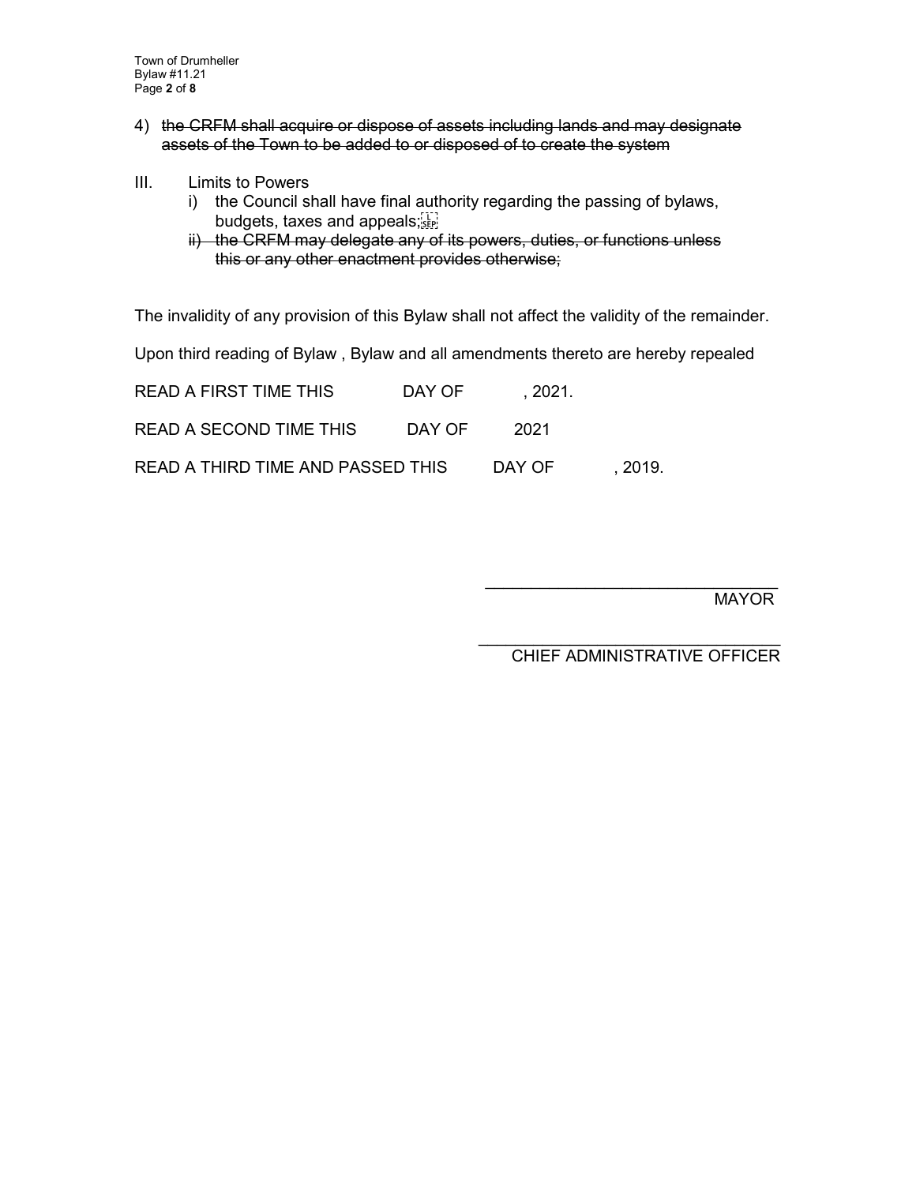4) ~~the CRFM shall acquire or dispose of assets including lands and may designate assets of the Town to be added to or disposed of to create the system~~

III. Limits to Powers
   i) the Council shall have final authority regarding the passing of bylaws, budgets, taxes and appeals;
   ~~ii) the CRFM may delegate any of its powers, duties, or functions unless this or any other enactment provides otherwise;~~

The invalidity of any provision of this Bylaw shall not affect the validity of the remainder.

Upon third reading of Bylaw , Bylaw and all amendments thereto are hereby repealed

READ A FIRST TIME THIS DAY OF , 2021.

READ A SECOND TIME THIS DAY OF 2021

READ A THIRD TIME AND PASSED THIS DAY OF , 2019.

\_\_\_\_\_\_\_\_\_\_\_\_\_\_\_\_\_\_\_\_\_\_\_\_\_\_\_\_\_\_\_\_
MAYOR

\_\_\_\_\_\_\_\_\_\_\_\_\_\_\_\_\_\_\_\_\_\_\_\_\_\_\_\_\_\_\_\_
CHIEF ADMINISTRATIVE OFFICER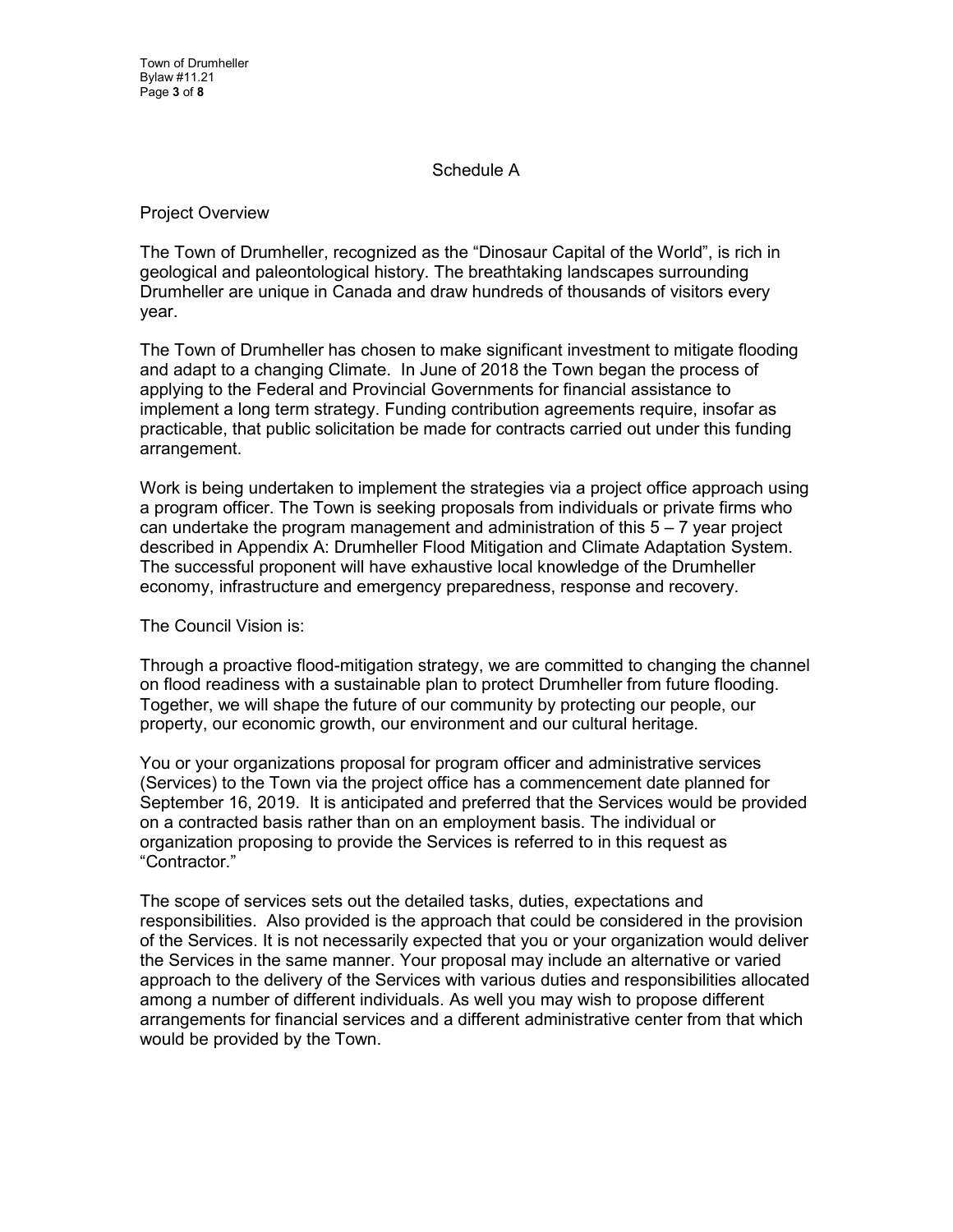## Schedule A

Project Overview

The Town of Drumheller, recognized as the "Dinosaur Capital of the World", is rich in geological and paleontological history. The breathtaking landscapes surrounding Drumheller are unique in Canada and draw hundreds of thousands of visitors every year.

The Town of Drumheller has chosen to make significant investment to mitigate flooding and adapt to a changing Climate. In June of 2018 the Town began the process of applying to the Federal and Provincial Governments for financial assistance to implement a long term strategy. Funding contribution agreements require, insofar as practicable, that public solicitation be made for contracts carried out under this funding arrangement.

Work is being undertaken to implement the strategies via a project office approach using a program officer. The Town is seeking proposals from individuals or private firms who can undertake the program management and administration of this 5 – 7 year project described in Appendix A: Drumheller Flood Mitigation and Climate Adaptation System. The successful proponent will have exhaustive local knowledge of the Drumheller economy, infrastructure and emergency preparedness, response and recovery.

The Council Vision is:

Through a proactive flood-mitigation strategy, we are committed to changing the channel on flood readiness with a sustainable plan to protect Drumheller from future flooding. Together, we will shape the future of our community by protecting our people, our property, our economic growth, our environment and our cultural heritage.

You or your organizations proposal for program officer and administrative services (Services) to the Town via the project office has a commencement date planned for September 16, 2019. It is anticipated and preferred that the Services would be provided on a contracted basis rather than on an employment basis. The individual or organization proposing to provide the Services is referred to in this request as "Contractor."

The scope of services sets out the detailed tasks, duties, expectations and responsibilities. Also provided is the approach that could be considered in the provision of the Services. It is not necessarily expected that you or your organization would deliver the Services in the same manner. Your proposal may include an alternative or varied approach to the delivery of the Services with various duties and responsibilities allocated among a number of different individuals. As well you may wish to propose different arrangements for financial services and a different administrative center from that which would be provided by the Town.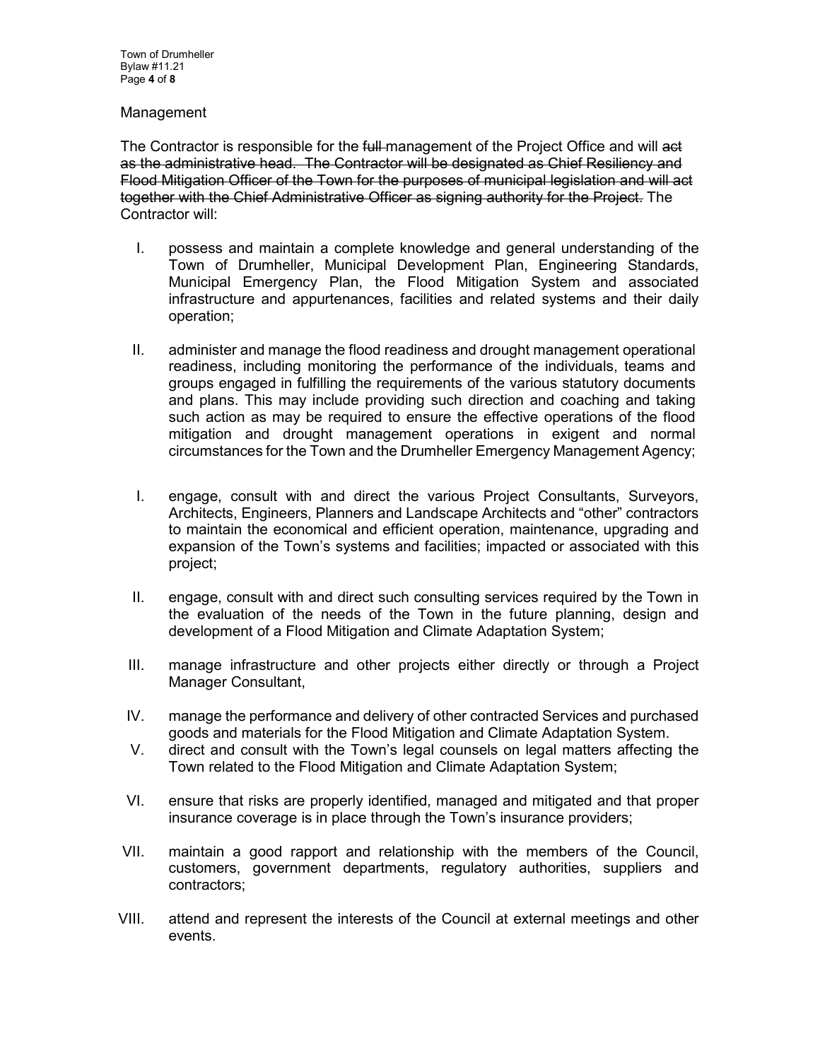Management

The Contractor is responsible for the ~~full~~ management of the Project Office and will ~~act as the administrative head. The Contractor will be designated as Chief Resiliency and Flood Mitigation Officer of the Town for the purposes of municipal legislation and will act together with the Chief Administrative Officer as signing authority for the Project.~~ The Contractor will:

I. possess and maintain a complete knowledge and general understanding of the Town of Drumheller, Municipal Development Plan, Engineering Standards, Municipal Emergency Plan, the Flood Mitigation System and associated infrastructure and appurtenances, facilities and related systems and their daily operation;

II. administer and manage the flood readiness and drought management operational readiness, including monitoring the performance of the individuals, teams and groups engaged in fulfilling the requirements of the various statutory documents and plans. This may include providing such direction and coaching and taking such action as may be required to ensure the effective operations of the flood mitigation and drought management operations in exigent and normal circumstances for the Town and the Drumheller Emergency Management Agency;

I. engage, consult with and direct the various Project Consultants, Surveyors, Architects, Engineers, Planners and Landscape Architects and "other" contractors to maintain the economical and efficient operation, maintenance, upgrading and expansion of the Town's systems and facilities; impacted or associated with this project;

II. engage, consult with and direct such consulting services required by the Town in the evaluation of the needs of the Town in the future planning, design and development of a Flood Mitigation and Climate Adaptation System;

III. manage infrastructure and other projects either directly or through a Project Manager Consultant,

IV. manage the performance and delivery of other contracted Services and purchased goods and materials for the Flood Mitigation and Climate Adaptation System.

V. direct and consult with the Town's legal counsels on legal matters affecting the Town related to the Flood Mitigation and Climate Adaptation System;

VI. ensure that risks are properly identified, managed and mitigated and that proper insurance coverage is in place through the Town's insurance providers;

VII. maintain a good rapport and relationship with the members of the Council, customers, government departments, regulatory authorities, suppliers and contractors;

VIII. attend and represent the interests of the Council at external meetings and other events.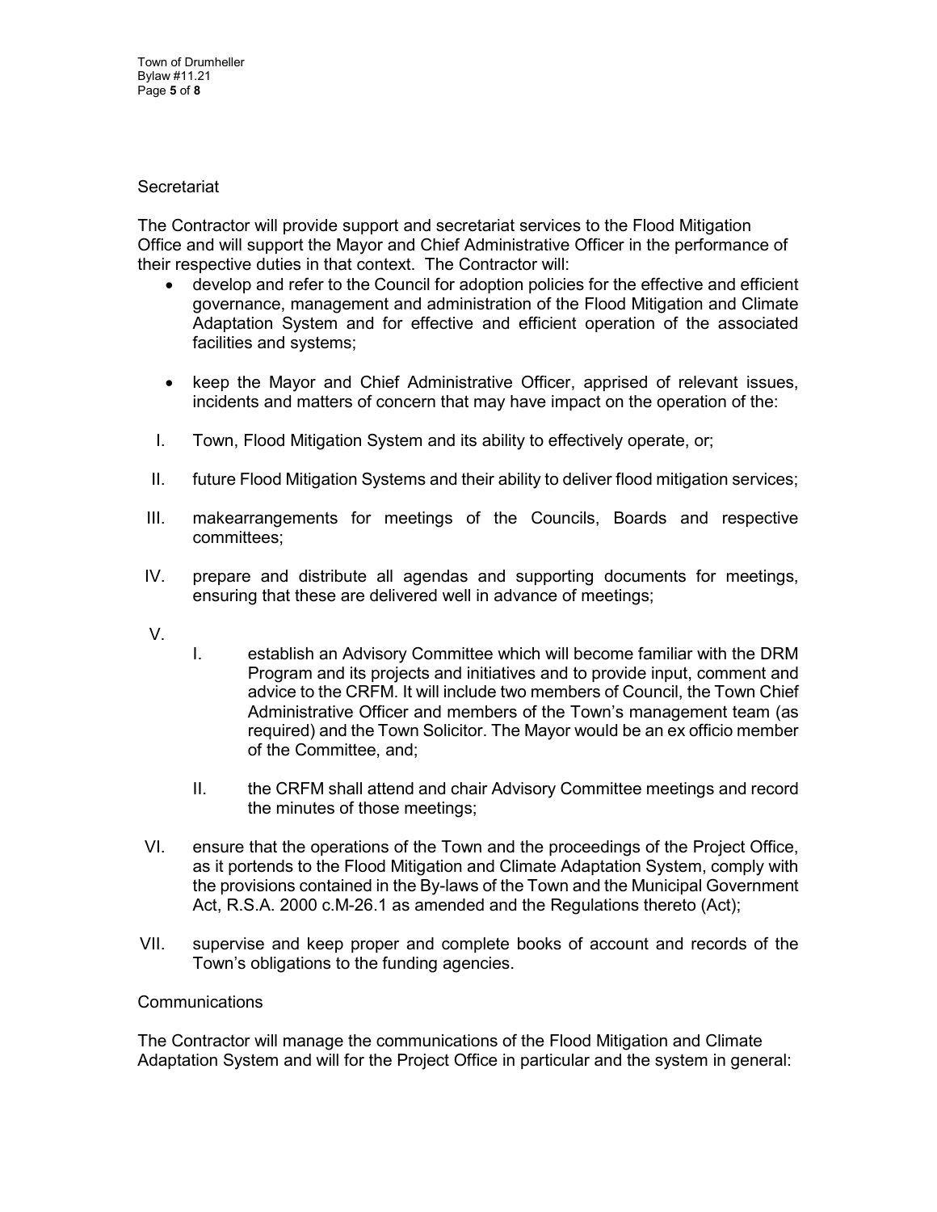Secretariat

The Contractor will provide support and secretariat services to the Flood Mitigation Office and will support the Mayor and Chief Administrative Officer in the performance of their respective duties in that context. The Contractor will:

- develop and refer to the Council for adoption policies for the effective and efficient governance, management and administration of the Flood Mitigation and Climate Adaptation System and for effective and efficient operation of the associated facilities and systems;

- keep the Mayor and Chief Administrative Officer, apprised of relevant issues, incidents and matters of concern that may have impact on the operation of the:

I. Town, Flood Mitigation System and its ability to effectively operate, or;

II. future Flood Mitigation Systems and their ability to deliver flood mitigation services;

III. makearrangements for meetings of the Councils, Boards and respective committees;

IV. prepare and distribute all agendas and supporting documents for meetings, ensuring that these are delivered well in advance of meetings;

V.
   I. establish an Advisory Committee which will become familiar with the DRM Program and its projects and initiatives and to provide input, comment and advice to the CRFM. It will include two members of Council, the Town Chief Administrative Officer and members of the Town's management team (as required) and the Town Solicitor. The Mayor would be an ex officio member of the Committee, and;

   II. the CRFM shall attend and chair Advisory Committee meetings and record the minutes of those meetings;

VI. ensure that the operations of the Town and the proceedings of the Project Office, as it portends to the Flood Mitigation and Climate Adaptation System, comply with the provisions contained in the By-laws of the Town and the Municipal Government Act, R.S.A. 2000 c.M-26.1 as amended and the Regulations thereto (Act);

VII. supervise and keep proper and complete books of account and records of the Town's obligations to the funding agencies.

Communications

The Contractor will manage the communications of the Flood Mitigation and Climate Adaptation System and will for the Project Office in particular and the system in general: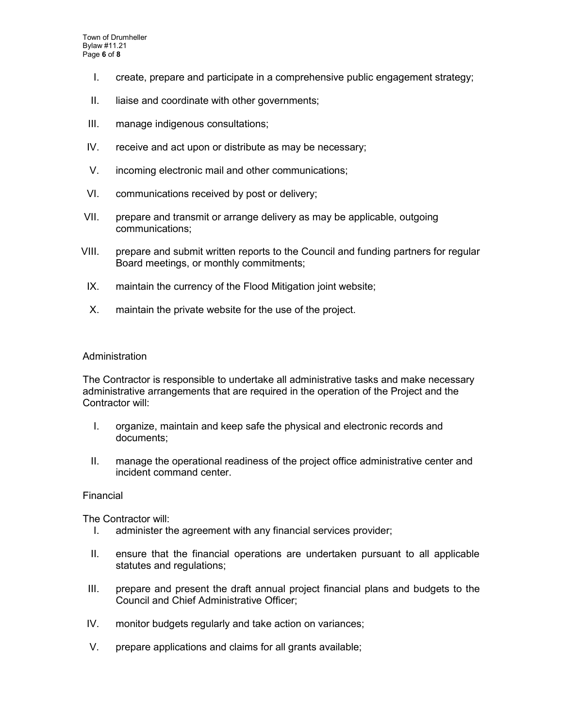I. create, prepare and participate in a comprehensive public engagement strategy;

II. liaise and coordinate with other governments;

III. manage indigenous consultations;

IV. receive and act upon or distribute as may be necessary;

V. incoming electronic mail and other communications;

VI. communications received by post or delivery;

VII. prepare and transmit or arrange delivery as may be applicable, outgoing communications;

VIII. prepare and submit written reports to the Council and funding partners for regular Board meetings, or monthly commitments;

IX. maintain the currency of the Flood Mitigation joint website;

X. maintain the private website for the use of the project.

Administration

The Contractor is responsible to undertake all administrative tasks and make necessary administrative arrangements that are required in the operation of the Project and the Contractor will:

I. organize, maintain and keep safe the physical and electronic records and documents;

II. manage the operational readiness of the project office administrative center and incident command center.

Financial

The Contractor will:

I. administer the agreement with any financial services provider;

II. ensure that the financial operations are undertaken pursuant to all applicable statutes and regulations;

III. prepare and present the draft annual project financial plans and budgets to the Council and Chief Administrative Officer;

IV. monitor budgets regularly and take action on variances;

V. prepare applications and claims for all grants available;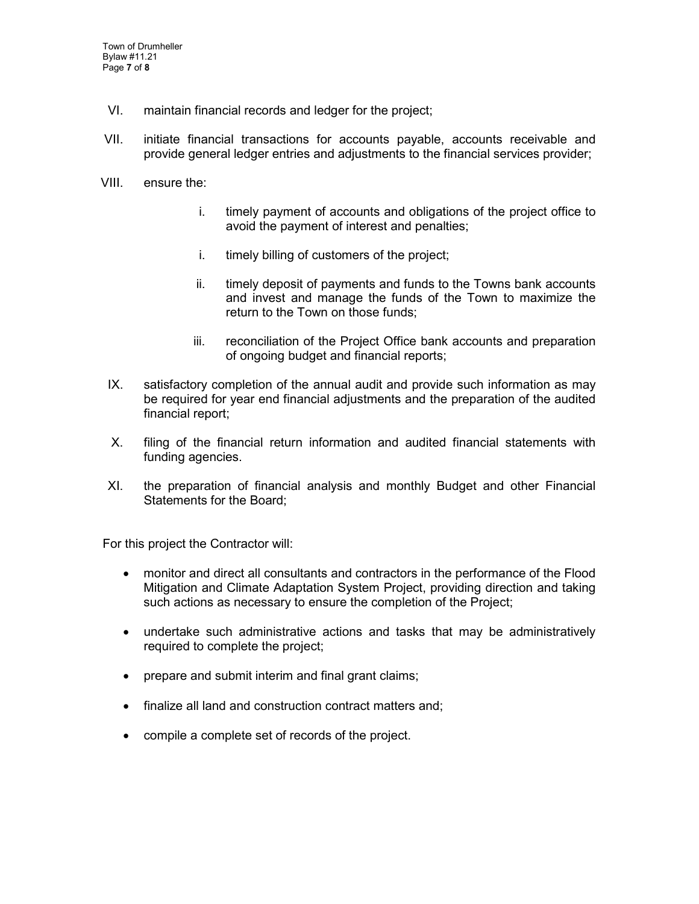VI. maintain financial records and ledger for the project;

VII. initiate financial transactions for accounts payable, accounts receivable and provide general ledger entries and adjustments to the financial services provider;

VIII. ensure the:

    i. timely payment of accounts and obligations of the project office to avoid the payment of interest and penalties;

    i. timely billing of customers of the project;

    ii. timely deposit of payments and funds to the Towns bank accounts and invest and manage the funds of the Town to maximize the return to the Town on those funds;

    iii. reconciliation of the Project Office bank accounts and preparation of ongoing budget and financial reports;

IX. satisfactory completion of the annual audit and provide such information as may be required for year end financial adjustments and the preparation of the audited financial report;

X. filing of the financial return information and audited financial statements with funding agencies.

XI. the preparation of financial analysis and monthly Budget and other Financial Statements for the Board;

For this project the Contractor will:

- monitor and direct all consultants and contractors in the performance of the Flood Mitigation and Climate Adaptation System Project, providing direction and taking such actions as necessary to ensure the completion of the Project;
- undertake such administrative actions and tasks that may be administratively required to complete the project;
- prepare and submit interim and final grant claims;
- finalize all land and construction contract matters and;
- compile a complete set of records of the project.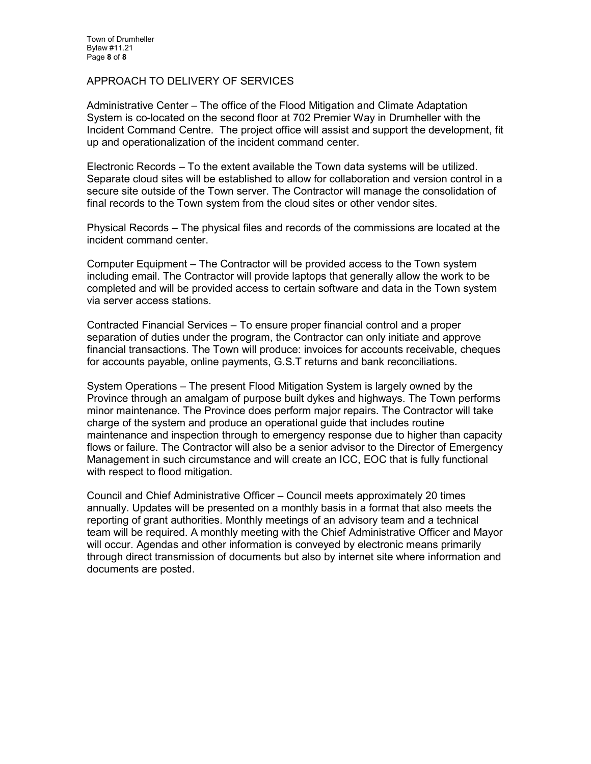## APPROACH TO DELIVERY OF SERVICES

Administrative Center – The office of the Flood Mitigation and Climate Adaptation System is co-located on the second floor at 702 Premier Way in Drumheller with the Incident Command Centre. The project office will assist and support the development, fit up and operationalization of the incident command center.

Electronic Records – To the extent available the Town data systems will be utilized. Separate cloud sites will be established to allow for collaboration and version control in a secure site outside of the Town server. The Contractor will manage the consolidation of final records to the Town system from the cloud sites or other vendor sites.

Physical Records – The physical files and records of the commissions are located at the incident command center.

Computer Equipment – The Contractor will be provided access to the Town system including email. The Contractor will provide laptops that generally allow the work to be completed and will be provided access to certain software and data in the Town system via server access stations.

Contracted Financial Services – To ensure proper financial control and a proper separation of duties under the program, the Contractor can only initiate and approve financial transactions. The Town will produce: invoices for accounts receivable, cheques for accounts payable, online payments, G.S.T returns and bank reconciliations.

System Operations – The present Flood Mitigation System is largely owned by the Province through an amalgam of purpose built dykes and highways. The Town performs minor maintenance. The Province does perform major repairs. The Contractor will take charge of the system and produce an operational guide that includes routine maintenance and inspection through to emergency response due to higher than capacity flows or failure. The Contractor will also be a senior advisor to the Director of Emergency Management in such circumstance and will create an ICC, EOC that is fully functional with respect to flood mitigation.

Council and Chief Administrative Officer – Council meets approximately 20 times annually. Updates will be presented on a monthly basis in a format that also meets the reporting of grant authorities. Monthly meetings of an advisory team and a technical team will be required. A monthly meeting with the Chief Administrative Officer and Mayor will occur. Agendas and other information is conveyed by electronic means primarily through direct transmission of documents but also by internet site where information and documents are posted.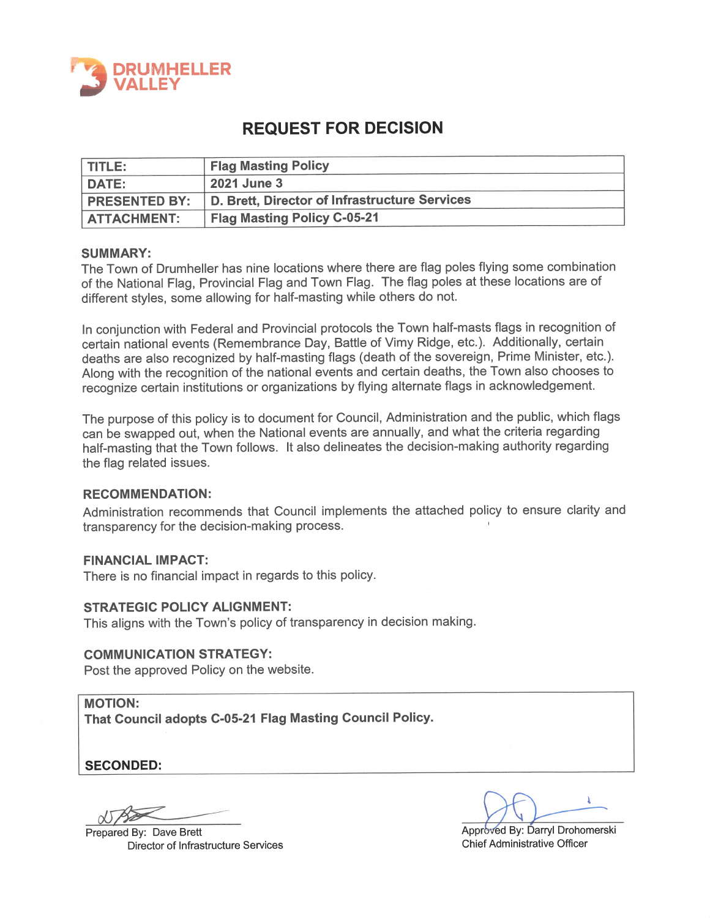DRUMHELLER VALLEY

# REQUEST FOR DECISION

| TITLE: | Flag Masting Policy |
|---|---|
| DATE: | 2021 June 3 |
| PRESENTED BY: | D. Brett, Director of Infrastructure Services |
| ATTACHMENT: | Flag Masting Policy C-05-21 |

**SUMMARY:**

The Town of Drumheller has nine locations where there are flag poles flying some combination of the National Flag, Provincial Flag and Town Flag. The flag poles at these locations are of different styles, some allowing for half-masting while others do not.

In conjunction with Federal and Provincial protocols the Town half-masts flags in recognition of certain national events (Remembrance Day, Battle of Vimy Ridge, etc.). Additionally, certain deaths are also recognized by half-masting flags (death of the sovereign, Prime Minister, etc.). Along with the recognition of the national events and certain deaths, the Town also chooses to recognize certain institutions or organizations by flying alternate flags in acknowledgement.

The purpose of this policy is to document for Council, Administration and the public, which flags can be swapped out, when the National events are annually, and what the criteria regarding half-masting that the Town follows. It also delineates the decision-making authority regarding the flag related issues.

**RECOMMENDATION:**

Administration recommends that Council implements the attached policy to ensure clarity and transparency for the decision-making process.

**FINANCIAL IMPACT:**

There is no financial impact in regards to this policy.

**STRATEGIC POLICY ALIGNMENT:**

This aligns with the Town's policy of transparency in decision making.

**COMMUNICATION STRATEGY:**

Post the approved Policy on the website.

**MOTION:**

**That Council adopts C-05-21 Flag Masting Council Policy.**

**SECONDED:**

Prepared By: Dave Brett
Director of Infrastructure Services

Approved By: Darryl Drohomerski
Chief Administrative Officer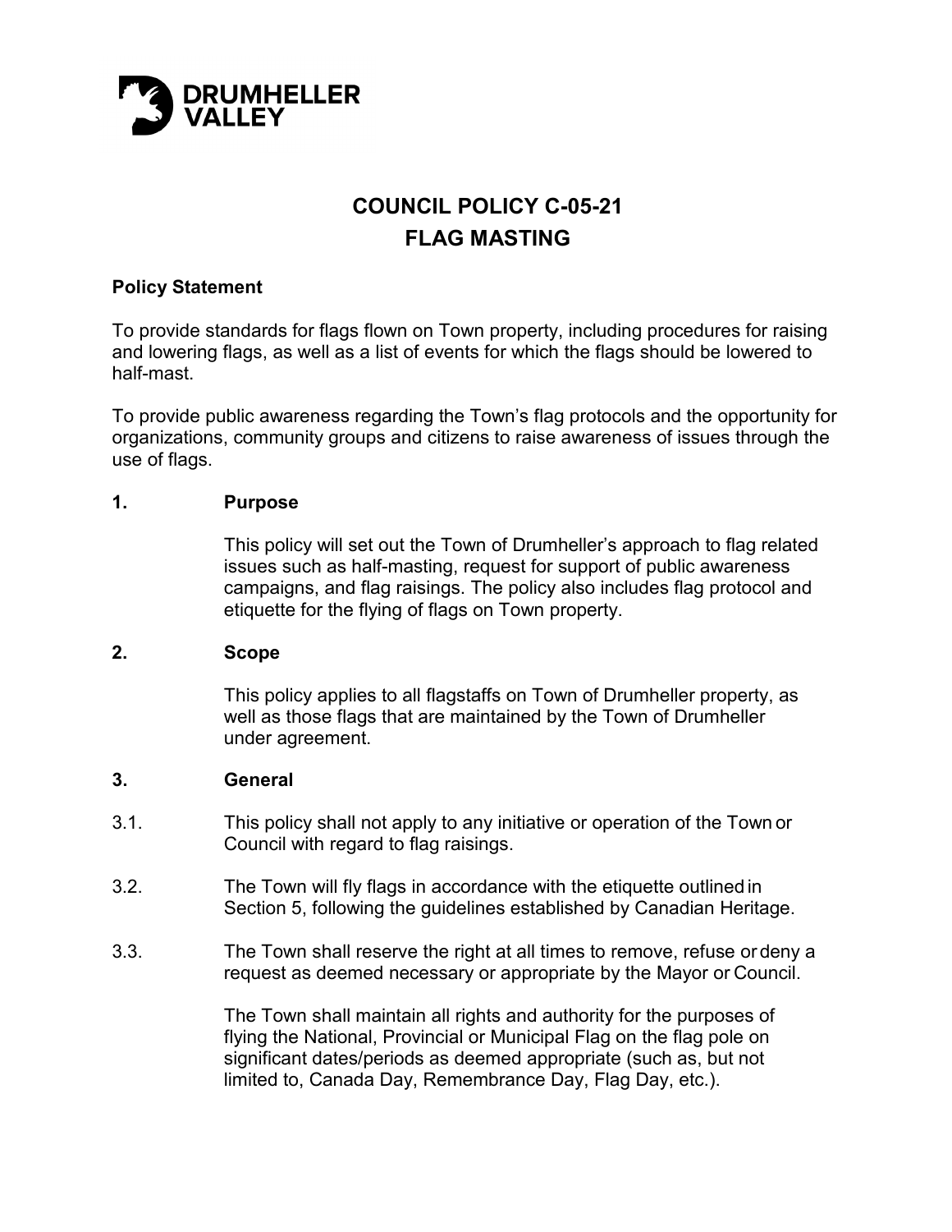# COUNCIL POLICY C-05-21
# FLAG MASTING

**Policy Statement**

To provide standards for flags flown on Town property, including procedures for raising and lowering flags, as well as a list of events for which the flags should be lowered to half-mast.

To provide public awareness regarding the Town's flag protocols and the opportunity for organizations, community groups and citizens to raise awareness of issues through the use of flags.

## 1. Purpose

This policy will set out the Town of Drumheller's approach to flag related issues such as half-masting, request for support of public awareness campaigns, and flag raisings. The policy also includes flag protocol and etiquette for the flying of flags on Town property.

## 2. Scope

This policy applies to all flagstaffs on Town of Drumheller property, as well as those flags that are maintained by the Town of Drumheller under agreement.

## 3. General

3.1. This policy shall not apply to any initiative or operation of the Town or Council with regard to flag raisings.

3.2. The Town will fly flags in accordance with the etiquette outlined in Section 5, following the guidelines established by Canadian Heritage.

3.3. The Town shall reserve the right at all times to remove, refuse or deny a request as deemed necessary or appropriate by the Mayor or Council.

The Town shall maintain all rights and authority for the purposes of flying the National, Provincial or Municipal Flag on the flag pole on significant dates/periods as deemed appropriate (such as, but not limited to, Canada Day, Remembrance Day, Flag Day, etc.).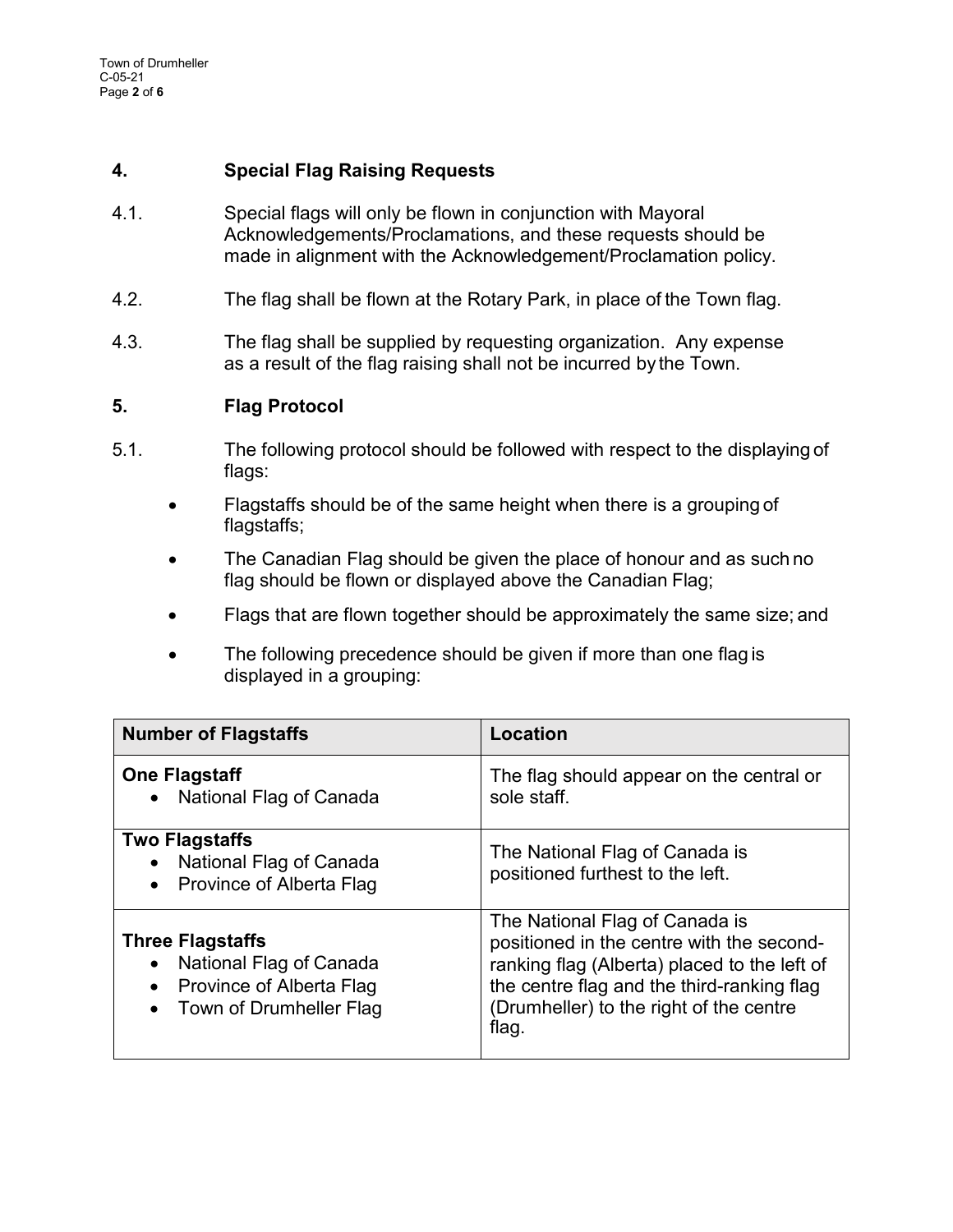## 4. Special Flag Raising Requests

4.1. Special flags will only be flown in conjunction with Mayoral Acknowledgements/Proclamations, and these requests should be made in alignment with the Acknowledgement/Proclamation policy.

4.2. The flag shall be flown at the Rotary Park, in place of the Town flag.

4.3. The flag shall be supplied by requesting organization. Any expense as a result of the flag raising shall not be incurred by the Town.

## 5. Flag Protocol

5.1. The following protocol should be followed with respect to the displaying of flags:

- Flagstaffs should be of the same height when there is a grouping of flagstaffs;
- The Canadian Flag should be given the place of honour and as such no flag should be flown or displayed above the Canadian Flag;
- Flags that are flown together should be approximately the same size; and
- The following precedence should be given if more than one flag is displayed in a grouping:

| Number of Flagstaffs | Location |
|---|---|
| **One Flagstaff**<br>• National Flag of Canada | The flag should appear on the central or sole staff. |
| **Two Flagstaffs**<br>• National Flag of Canada<br>• Province of Alberta Flag | The National Flag of Canada is positioned furthest to the left. |
| **Three Flagstaffs**<br>• National Flag of Canada<br>• Province of Alberta Flag<br>• Town of Drumheller Flag | The National Flag of Canada is positioned in the centre with the second-ranking flag (Alberta) placed to the left of the centre flag and the third-ranking flag (Drumheller) to the right of the centre flag. |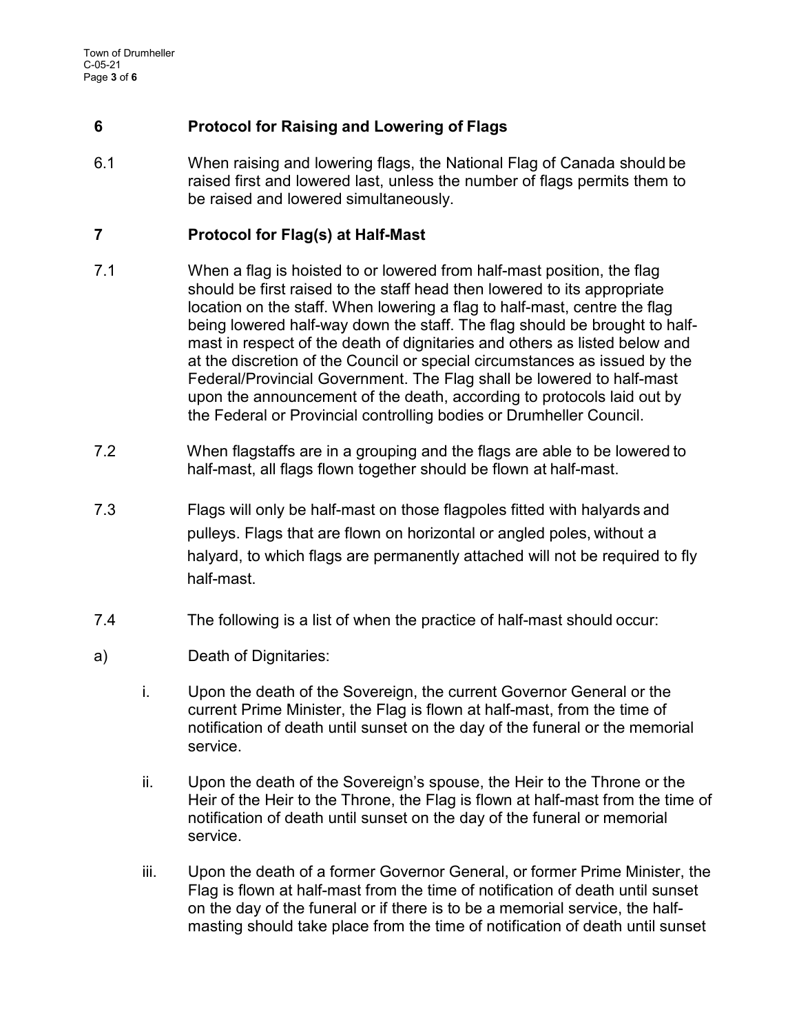## 6 Protocol for Raising and Lowering of Flags

6.1 When raising and lowering flags, the National Flag of Canada should be raised first and lowered last, unless the number of flags permits them to be raised and lowered simultaneously.

## 7 Protocol for Flag(s) at Half-Mast

7.1 When a flag is hoisted to or lowered from half-mast position, the flag should be first raised to the staff head then lowered to its appropriate location on the staff. When lowering a flag to half-mast, centre the flag being lowered half-way down the staff. The flag should be brought to half-mast in respect of the death of dignitaries and others as listed below and at the discretion of the Council or special circumstances as issued by the Federal/Provincial Government. The Flag shall be lowered to half-mast upon the announcement of the death, according to protocols laid out by the Federal or Provincial controlling bodies or Drumheller Council.

7.2 When flagstaffs are in a grouping and the flags are able to be lowered to half-mast, all flags flown together should be flown at half-mast.

7.3 Flags will only be half-mast on those flagpoles fitted with halyards and pulleys. Flags that are flown on horizontal or angled poles, without a halyard, to which flags are permanently attached will not be required to fly half-mast.

7.4 The following is a list of when the practice of half-mast should occur:

a) Death of Dignitaries:

  i. Upon the death of the Sovereign, the current Governor General or the current Prime Minister, the Flag is flown at half-mast, from the time of notification of death until sunset on the day of the funeral or the memorial service.

  ii. Upon the death of the Sovereign's spouse, the Heir to the Throne or the Heir of the Heir to the Throne, the Flag is flown at half-mast from the time of notification of death until sunset on the day of the funeral or memorial service.

  iii. Upon the death of a former Governor General, or former Prime Minister, the Flag is flown at half-mast from the time of notification of death until sunset on the day of the funeral or if there is to be a memorial service, the half-masting should take place from the time of notification of death until sunset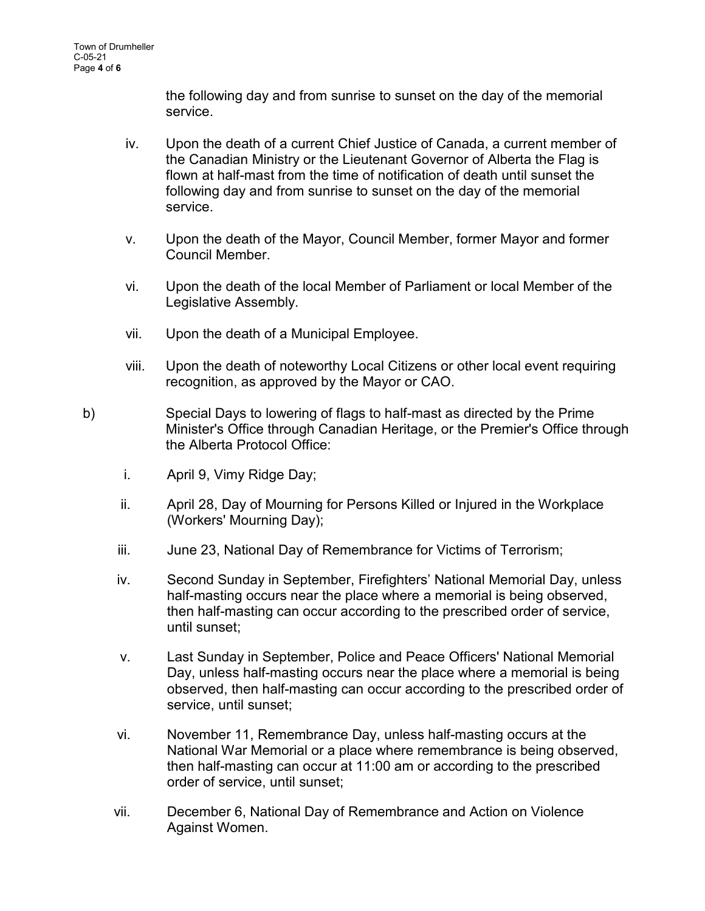the following day and from sunrise to sunset on the day of the memorial service.

iv. Upon the death of a current Chief Justice of Canada, a current member of the Canadian Ministry or the Lieutenant Governor of Alberta the Flag is flown at half-mast from the time of notification of death until sunset the following day and from sunrise to sunset on the day of the memorial service.

v. Upon the death of the Mayor, Council Member, former Mayor and former Council Member.

vi. Upon the death of the local Member of Parliament or local Member of the Legislative Assembly.

vii. Upon the death of a Municipal Employee.

viii. Upon the death of noteworthy Local Citizens or other local event requiring recognition, as approved by the Mayor or CAO.

b) Special Days to lowering of flags to half-mast as directed by the Prime Minister's Office through Canadian Heritage, or the Premier's Office through the Alberta Protocol Office:

i. April 9, Vimy Ridge Day;

ii. April 28, Day of Mourning for Persons Killed or Injured in the Workplace (Workers' Mourning Day);

iii. June 23, National Day of Remembrance for Victims of Terrorism;

iv. Second Sunday in September, Firefighters' National Memorial Day, unless half-masting occurs near the place where a memorial is being observed, then half-masting can occur according to the prescribed order of service, until sunset;

v. Last Sunday in September, Police and Peace Officers' National Memorial Day, unless half-masting occurs near the place where a memorial is being observed, then half-masting can occur according to the prescribed order of service, until sunset;

vi. November 11, Remembrance Day, unless half-masting occurs at the National War Memorial or a place where remembrance is being observed, then half-masting can occur at 11:00 am or according to the prescribed order of service, until sunset;

vii. December 6, National Day of Remembrance and Action on Violence Against Women.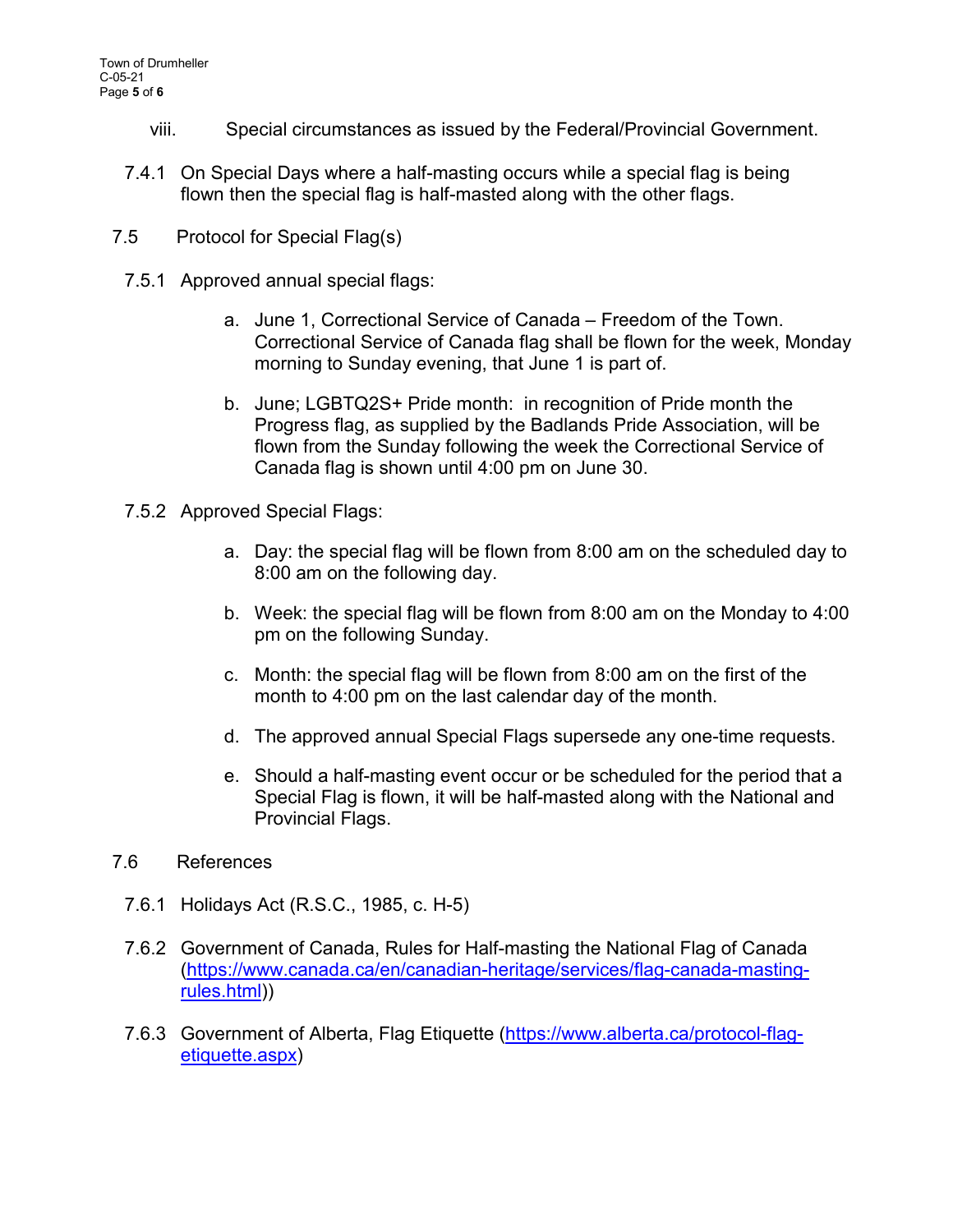viii. Special circumstances as issued by the Federal/Provincial Government.

7.4.1 On Special Days where a half-masting occurs while a special flag is being flown then the special flag is half-masted along with the other flags.

7.5 Protocol for Special Flag(s)

7.5.1 Approved annual special flags:

a. June 1, Correctional Service of Canada – Freedom of the Town. Correctional Service of Canada flag shall be flown for the week, Monday morning to Sunday evening, that June 1 is part of.

b. June; LGBTQ2S+ Pride month: in recognition of Pride month the Progress flag, as supplied by the Badlands Pride Association, will be flown from the Sunday following the week the Correctional Service of Canada flag is shown until 4:00 pm on June 30.

7.5.2 Approved Special Flags:

a. Day: the special flag will be flown from 8:00 am on the scheduled day to 8:00 am on the following day.

b. Week: the special flag will be flown from 8:00 am on the Monday to 4:00 pm on the following Sunday.

c. Month: the special flag will be flown from 8:00 am on the first of the month to 4:00 pm on the last calendar day of the month.

d. The approved annual Special Flags supersede any one-time requests.

e. Should a half-masting event occur or be scheduled for the period that a Special Flag is flown, it will be half-masted along with the National and Provincial Flags.

7.6 References

7.6.1 Holidays Act (R.S.C., 1985, c. H-5)

7.6.2 Government of Canada, Rules for Half-masting the National Flag of Canada (https://www.canada.ca/en/canadian-heritage/services/flag-canada-masting-rules.html))

7.6.3 Government of Alberta, Flag Etiquette (https://www.alberta.ca/protocol-flag-etiquette.aspx)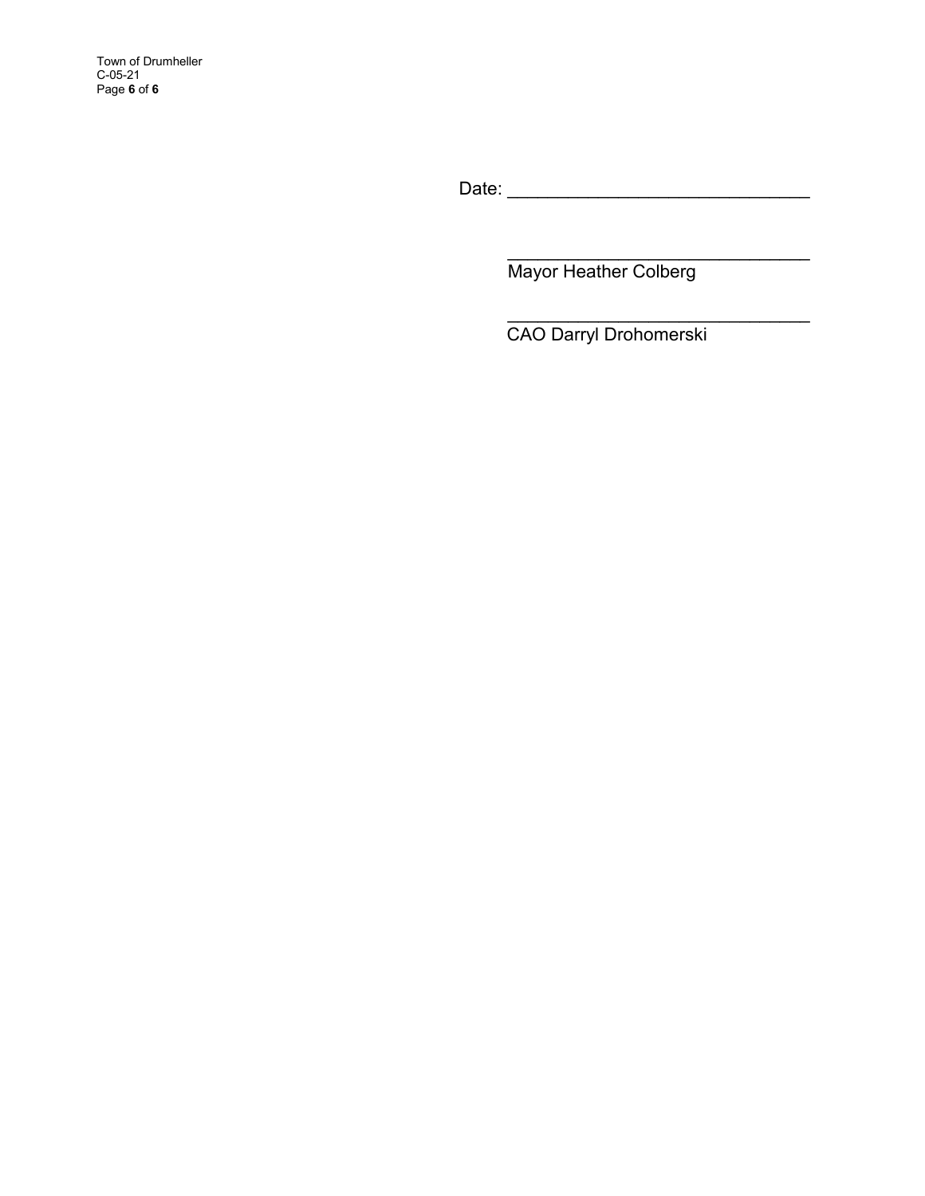Date: ______________________________

______________________________
Mayor Heather Colberg

______________________________
CAO Darryl Drohomerski